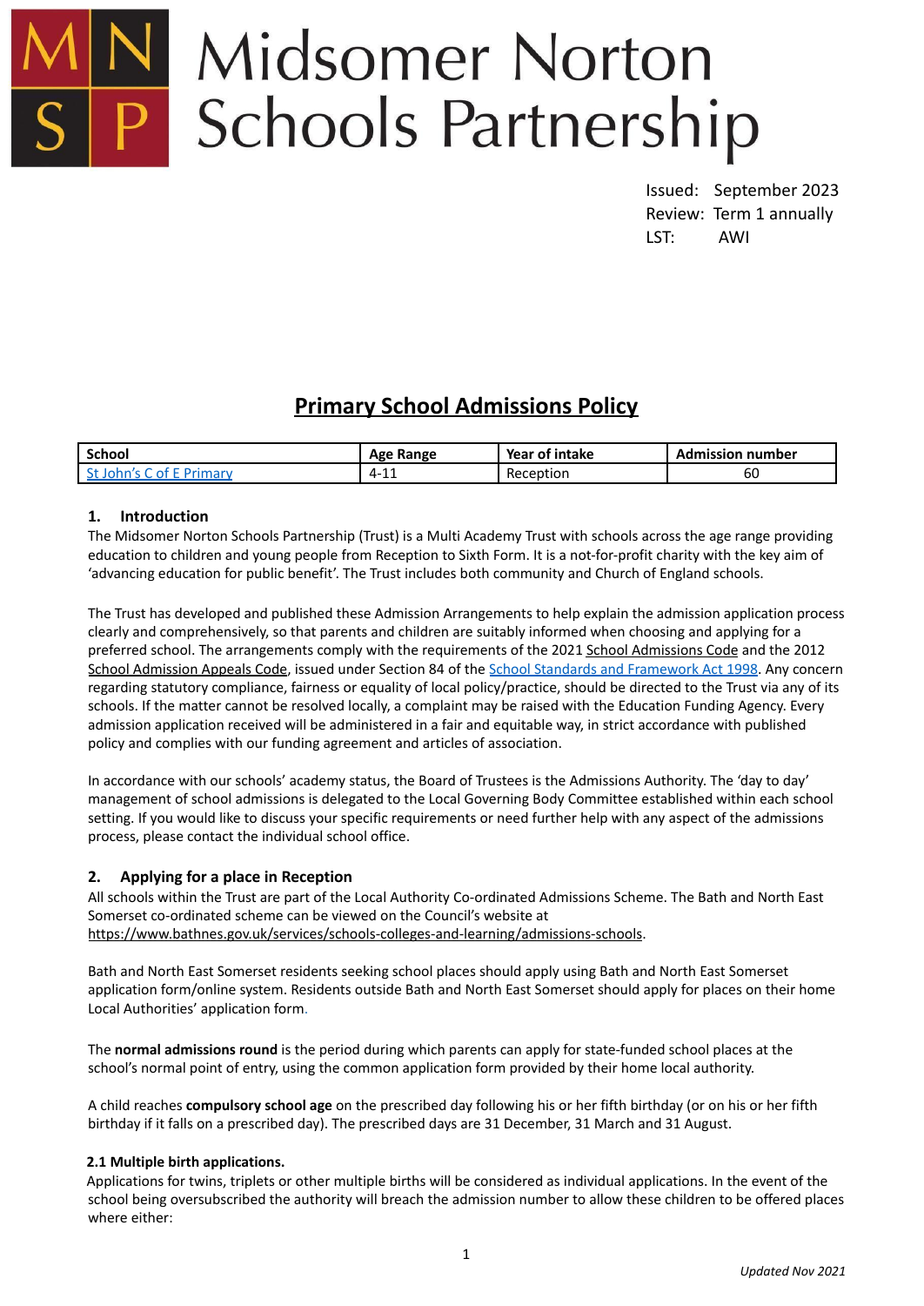# Midsomer Norton Schools Partnership

Issued: September 2023
Review: Term 1 annually
LST: AWI

## Primary School Admissions Policy

| School | Age Range | Year of intake | Admission number |
|---|---|---|---|
| St John's C of E Primary | 4-11 | Reception | 60 |

### 1. Introduction

The Midsomer Norton Schools Partnership (Trust) is a Multi Academy Trust with schools across the age range providing education to children and young people from Reception to Sixth Form. It is a not-for-profit charity with the key aim of 'advancing education for public benefit'. The Trust includes both community and Church of England schools.

The Trust has developed and published these Admission Arrangements to help explain the admission application process clearly and comprehensively, so that parents and children are suitably informed when choosing and applying for a preferred school. The arrangements comply with the requirements of the 2021 School Admissions Code and the 2012 School Admission Appeals Code, issued under Section 84 of the School Standards and Framework Act 1998. Any concern regarding statutory compliance, fairness or equality of local policy/practice, should be directed to the Trust via any of its schools. If the matter cannot be resolved locally, a complaint may be raised with the Education Funding Agency. Every admission application received will be administered in a fair and equitable way, in strict accordance with published policy and complies with our funding agreement and articles of association.

In accordance with our schools' academy status, the Board of Trustees is the Admissions Authority. The 'day to day' management of school admissions is delegated to the Local Governing Body Committee established within each school setting. If you would like to discuss your specific requirements or need further help with any aspect of the admissions process, please contact the individual school office.

### 2. Applying for a place in Reception

All schools within the Trust are part of the Local Authority Co-ordinated Admissions Scheme. The Bath and North East Somerset co-ordinated scheme can be viewed on the Council's website at https://www.bathnes.gov.uk/services/schools-colleges-and-learning/admissions-schools.

Bath and North East Somerset residents seeking school places should apply using Bath and North East Somerset application form/online system. Residents outside Bath and North East Somerset should apply for places on their home Local Authorities' application form.

The **normal admissions round** is the period during which parents can apply for state-funded school places at the school's normal point of entry, using the common application form provided by their home local authority.

A child reaches **compulsory school age** on the prescribed day following his or her fifth birthday (or on his or her fifth birthday if it falls on a prescribed day). The prescribed days are 31 December, 31 March and 31 August.

#### 2.1 Multiple birth applications.

Applications for twins, triplets or other multiple births will be considered as individual applications. In the event of the school being oversubscribed the authority will breach the admission number to allow these children to be offered places where either: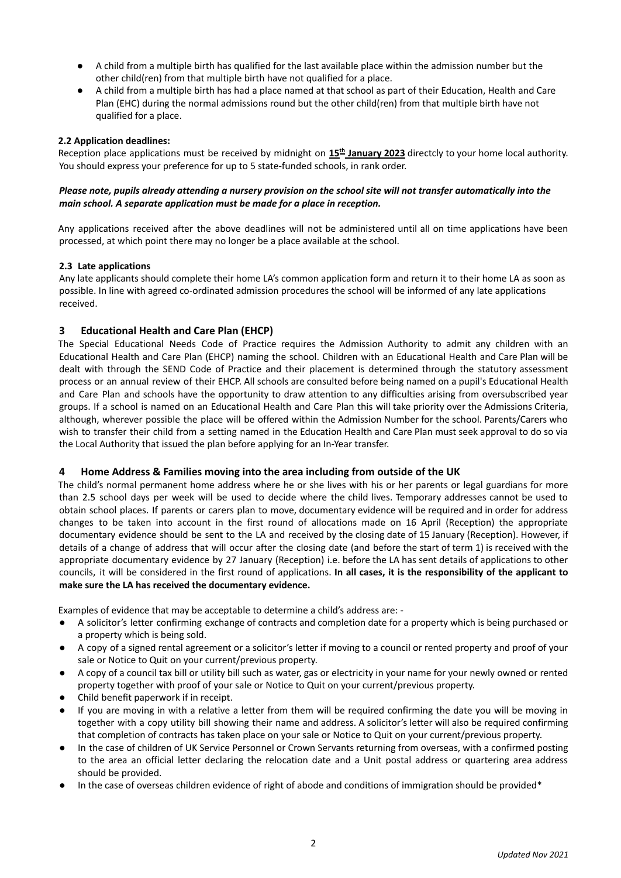- A child from a multiple birth has qualified for the last available place within the admission number but the other child(ren) from that multiple birth have not qualified for a place.
- A child from a multiple birth has had a place named at that school as part of their Education, Health and Care Plan (EHC) during the normal admissions round but the other child(ren) from that multiple birth have not qualified for a place.

### 2.2 Application deadlines:

Reception place applications must be received by midnight on **15th January 2023** directcly to your home local authority. You should express your preference for up to 5 state-funded schools, in rank order.

***Please note, pupils already attending a nursery provision on the school site will not transfer automatically into the main school. A separate application must be made for a place in reception.***

Any applications received after the above deadlines will not be administered until all on time applications have been processed, at which point there may no longer be a place available at the school.

### 2.3 Late applications

Any late applicants should complete their home LA's common application form and return it to their home LA as soon as possible. In line with agreed co-ordinated admission procedures the school will be informed of any late applications received.

## 3 Educational Health and Care Plan (EHCP)

The Special Educational Needs Code of Practice requires the Admission Authority to admit any children with an Educational Health and Care Plan (EHCP) naming the school. Children with an Educational Health and Care Plan will be dealt with through the SEND Code of Practice and their placement is determined through the statutory assessment process or an annual review of their EHCP. All schools are consulted before being named on a pupil's Educational Health and Care Plan and schools have the opportunity to draw attention to any difficulties arising from oversubscribed year groups. If a school is named on an Educational Health and Care Plan this will take priority over the Admissions Criteria, although, wherever possible the place will be offered within the Admission Number for the school. Parents/Carers who wish to transfer their child from a setting named in the Education Health and Care Plan must seek approval to do so via the Local Authority that issued the plan before applying for an In-Year transfer.

## 4 Home Address & Families moving into the area including from outside of the UK

The child's normal permanent home address where he or she lives with his or her parents or legal guardians for more than 2.5 school days per week will be used to decide where the child lives. Temporary addresses cannot be used to obtain school places. If parents or carers plan to move, documentary evidence will be required and in order for address changes to be taken into account in the first round of allocations made on 16 April (Reception) the appropriate documentary evidence should be sent to the LA and received by the closing date of 15 January (Reception). However, if details of a change of address that will occur after the closing date (and before the start of term 1) is received with the appropriate documentary evidence by 27 January (Reception) i.e. before the LA has sent details of applications to other councils, it will be considered in the first round of applications. **In all cases, it is the responsibility of the applicant to make sure the LA has received the documentary evidence.**

Examples of evidence that may be acceptable to determine a child's address are: -

- A solicitor's letter confirming exchange of contracts and completion date for a property which is being purchased or a property which is being sold.
- A copy of a signed rental agreement or a solicitor's letter if moving to a council or rented property and proof of your sale or Notice to Quit on your current/previous property.
- A copy of a council tax bill or utility bill such as water, gas or electricity in your name for your newly owned or rented property together with proof of your sale or Notice to Quit on your current/previous property.
- Child benefit paperwork if in receipt.
- If you are moving in with a relative a letter from them will be required confirming the date you will be moving in together with a copy utility bill showing their name and address. A solicitor's letter will also be required confirming that completion of contracts has taken place on your sale or Notice to Quit on your current/previous property.
- In the case of children of UK Service Personnel or Crown Servants returning from overseas, with a confirmed posting to the area an official letter declaring the relocation date and a Unit postal address or quartering area address should be provided.
- In the case of overseas children evidence of right of abode and conditions of immigration should be provided*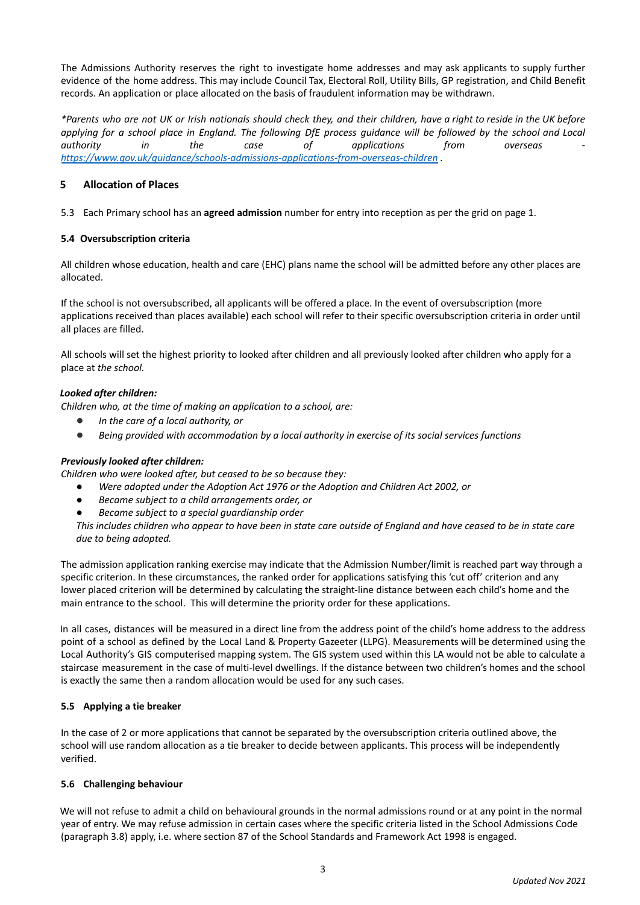The Admissions Authority reserves the right to investigate home addresses and may ask applicants to supply further evidence of the home address. This may include Council Tax, Electoral Roll, Utility Bills, GP registration, and Child Benefit records. An application or place allocated on the basis of fraudulent information may be withdrawn.

*\*Parents who are not UK or Irish nationals should check they, and their children, have a right to reside in the UK before applying for a school place in England. The following DfE process guidance will be followed by the school and Local authority in the case of applications from overseas - [https://www.gov.uk/guidance/schools-admissions-applications-from-overseas-children](https://www.gov.uk/guidance/schools-admissions-applications-from-overseas-children) .*

## 5 Allocation of Places

5.3 Each Primary school has an **agreed admission** number for entry into reception as per the grid on page 1.

### 5.4 Oversubscription criteria

All children whose education, health and care (EHC) plans name the school will be admitted before any other places are allocated.

If the school is not oversubscribed, all applicants will be offered a place. In the event of oversubscription (more applications received than places available) each school will refer to their specific oversubscription criteria in order until all places are filled.

All schools will set the highest priority to looked after children and all previously looked after children who apply for a place at *the school.*

***Looked after children:***

*Children who, at the time of making an application to a school, are:*

- *In the care of a local authority, or*
- *Being provided with accommodation by a local authority in exercise of its social services functions*

***Previously looked after children:***

*Children who were looked after, but ceased to be so because they:*

- *Were adopted under the Adoption Act 1976 or the Adoption and Children Act 2002, or*
- *Became subject to a child arrangements order, or*
- *Became subject to a special guardianship order*

*This includes children who appear to have been in state care outside of England and have ceased to be in state care due to being adopted.*

The admission application ranking exercise may indicate that the Admission Number/limit is reached part way through a specific criterion. In these circumstances, the ranked order for applications satisfying this 'cut off' criterion and any lower placed criterion will be determined by calculating the straight-line distance between each child's home and the main entrance to the school. This will determine the priority order for these applications.

In all cases, distances will be measured in a direct line from the address point of the child's home address to the address point of a school as defined by the Local Land & Property Gazeeter (LLPG). Measurements will be determined using the Local Authority's GIS computerised mapping system. The GIS system used within this LA would not be able to calculate a staircase measurement in the case of multi-level dwellings. If the distance between two children's homes and the school is exactly the same then a random allocation would be used for any such cases.

### 5.5 Applying a tie breaker

In the case of 2 or more applications that cannot be separated by the oversubscription criteria outlined above, the school will use random allocation as a tie breaker to decide between applicants. This process will be independently verified.

### 5.6 Challenging behaviour

We will not refuse to admit a child on behavioural grounds in the normal admissions round or at any point in the normal year of entry. We may refuse admission in certain cases where the specific criteria listed in the School Admissions Code (paragraph 3.8) apply, i.e. where section 87 of the School Standards and Framework Act 1998 is engaged.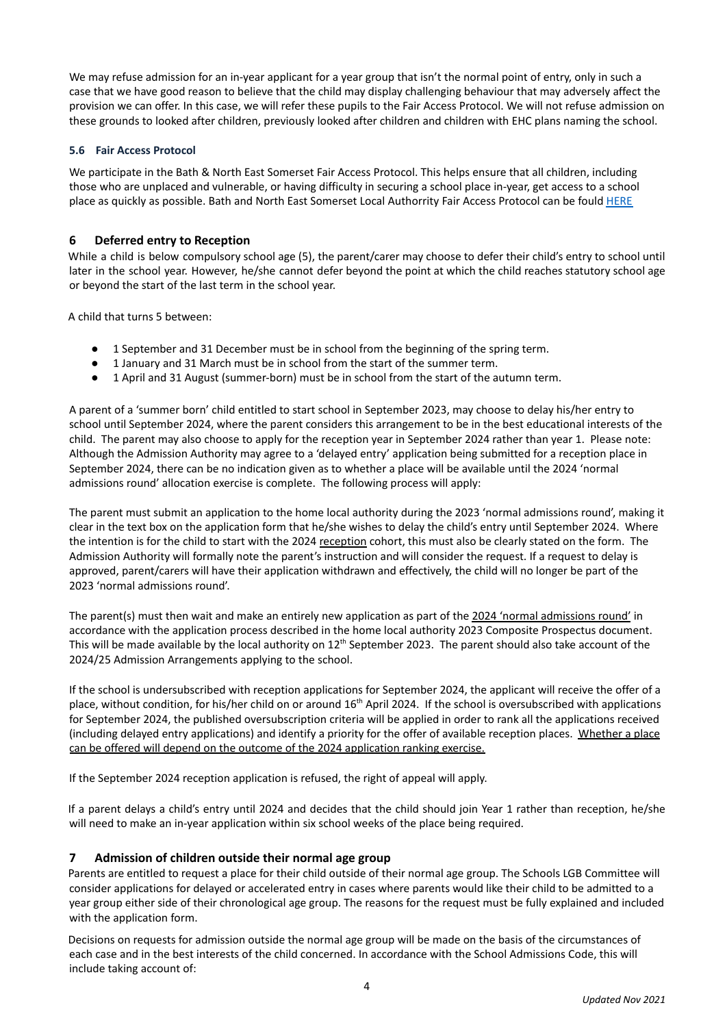We may refuse admission for an in-year applicant for a year group that isn't the normal point of entry, only in such a case that we have good reason to believe that the child may display challenging behaviour that may adversely affect the provision we can offer. In this case, we will refer these pupils to the Fair Access Protocol. We will not refuse admission on these grounds to looked after children, previously looked after children and children with EHC plans naming the school.

### 5.6 Fair Access Protocol

We participate in the Bath & North East Somerset Fair Access Protocol. This helps ensure that all children, including those who are unplaced and vulnerable, or having difficulty in securing a school place in-year, get access to a school place as quickly as possible. Bath and North East Somerset Local Authorrity Fair Access Protocol can be fould HERE

## 6 Deferred entry to Reception

While a child is below compulsory school age (5), the parent/carer may choose to defer their child's entry to school until later in the school year. However, he/she cannot defer beyond the point at which the child reaches statutory school age or beyond the start of the last term in the school year.

A child that turns 5 between:

- 1 September and 31 December must be in school from the beginning of the spring term.
- 1 January and 31 March must be in school from the start of the summer term.
- 1 April and 31 August (summer-born) must be in school from the start of the autumn term.

A parent of a 'summer born' child entitled to start school in September 2023, may choose to delay his/her entry to school until September 2024, where the parent considers this arrangement to be in the best educational interests of the child. The parent may also choose to apply for the reception year in September 2024 rather than year 1. Please note: Although the Admission Authority may agree to a 'delayed entry' application being submitted for a reception place in September 2024, there can be no indication given as to whether a place will be available until the 2024 'normal admissions round' allocation exercise is complete. The following process will apply:

The parent must submit an application to the home local authority during the 2023 'normal admissions round', making it clear in the text box on the application form that he/she wishes to delay the child's entry until September 2024. Where the intention is for the child to start with the 2024 reception cohort, this must also be clearly stated on the form. The Admission Authority will formally note the parent's instruction and will consider the request. If a request to delay is approved, parent/carers will have their application withdrawn and effectively, the child will no longer be part of the 2023 'normal admissions round'.

The parent(s) must then wait and make an entirely new application as part of the 2024 'normal admissions round' in accordance with the application process described in the home local authority 2023 Composite Prospectus document. This will be made available by the local authority on 12th September 2023. The parent should also take account of the 2024/25 Admission Arrangements applying to the school.

If the school is undersubscribed with reception applications for September 2024, the applicant will receive the offer of a place, without condition, for his/her child on or around 16th April 2024. If the school is oversubscribed with applications for September 2024, the published oversubscription criteria will be applied in order to rank all the applications received (including delayed entry applications) and identify a priority for the offer of available reception places. Whether a place can be offered will depend on the outcome of the 2024 application ranking exercise.

If the September 2024 reception application is refused, the right of appeal will apply.

If a parent delays a child's entry until 2024 and decides that the child should join Year 1 rather than reception, he/she will need to make an in-year application within six school weeks of the place being required.

## 7 Admission of children outside their normal age group

Parents are entitled to request a place for their child outside of their normal age group. The Schools LGB Committee will consider applications for delayed or accelerated entry in cases where parents would like their child to be admitted to a year group either side of their chronological age group. The reasons for the request must be fully explained and included with the application form.

Decisions on requests for admission outside the normal age group will be made on the basis of the circumstances of each case and in the best interests of the child concerned. In accordance with the School Admissions Code, this will include taking account of: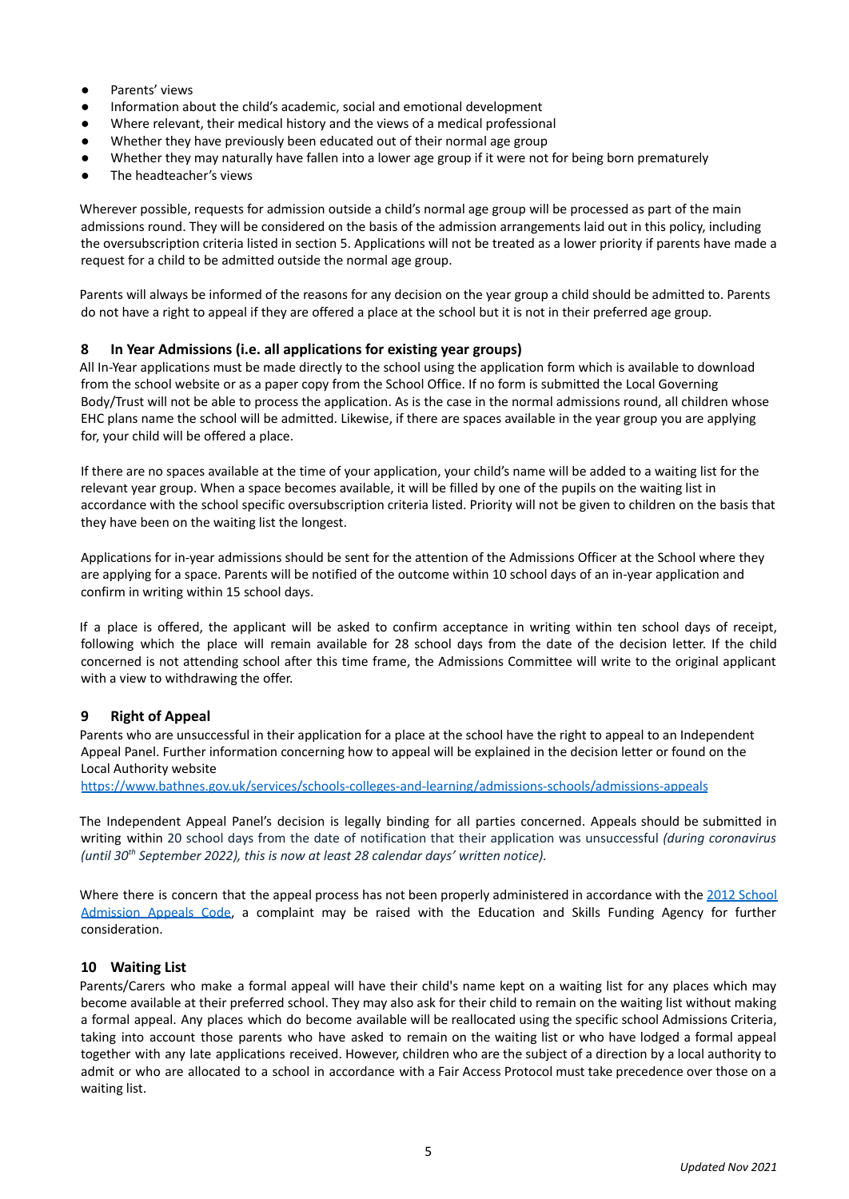- Parents' views
- Information about the child's academic, social and emotional development
- Where relevant, their medical history and the views of a medical professional
- Whether they have previously been educated out of their normal age group
- Whether they may naturally have fallen into a lower age group if it were not for being born prematurely
- The headteacher's views

Wherever possible, requests for admission outside a child's normal age group will be processed as part of the main admissions round. They will be considered on the basis of the admission arrangements laid out in this policy, including the oversubscription criteria listed in section 5. Applications will not be treated as a lower priority if parents have made a request for a child to be admitted outside the normal age group.

Parents will always be informed of the reasons for any decision on the year group a child should be admitted to. Parents do not have a right to appeal if they are offered a place at the school but it is not in their preferred age group.

## 8 In Year Admissions (i.e. all applications for existing year groups)

All In-Year applications must be made directly to the school using the application form which is available to download from the school website or as a paper copy from the School Office. If no form is submitted the Local Governing Body/Trust will not be able to process the application. As is the case in the normal admissions round, all children whose EHC plans name the school will be admitted. Likewise, if there are spaces available in the year group you are applying for, your child will be offered a place.

If there are no spaces available at the time of your application, your child's name will be added to a waiting list for the relevant year group. When a space becomes available, it will be filled by one of the pupils on the waiting list in accordance with the school specific oversubscription criteria listed. Priority will not be given to children on the basis that they have been on the waiting list the longest.

Applications for in-year admissions should be sent for the attention of the Admissions Officer at the School where they are applying for a space. Parents will be notified of the outcome within 10 school days of an in-year application and confirm in writing within 15 school days.

If a place is offered, the applicant will be asked to confirm acceptance in writing within ten school days of receipt, following which the place will remain available for 28 school days from the date of the decision letter. If the child concerned is not attending school after this time frame, the Admissions Committee will write to the original applicant with a view to withdrawing the offer.

## 9 Right of Appeal

Parents who are unsuccessful in their application for a place at the school have the right to appeal to an Independent Appeal Panel. Further information concerning how to appeal will be explained in the decision letter or found on the Local Authority website
https://www.bathnes.gov.uk/services/schools-colleges-and-learning/admissions-schools/admissions-appeals

The Independent Appeal Panel's decision is legally binding for all parties concerned. Appeals should be submitted in writing within 20 school days from the date of notification that their application was unsuccessful *(during coronavirus (until 30th September 2022), this is now at least 28 calendar days' written notice).*

Where there is concern that the appeal process has not been properly administered in accordance with the [2012 School Admission Appeals Code](), a complaint may be raised with the Education and Skills Funding Agency for further consideration.

## 10 Waiting List

Parents/Carers who make a formal appeal will have their child's name kept on a waiting list for any places which may become available at their preferred school. They may also ask for their child to remain on the waiting list without making a formal appeal. Any places which do become available will be reallocated using the specific school Admissions Criteria, taking into account those parents who have asked to remain on the waiting list or who have lodged a formal appeal together with any late applications received. However, children who are the subject of a direction by a local authority to admit or who are allocated to a school in accordance with a Fair Access Protocol must take precedence over those on a waiting list.

*Updated Nov 2021*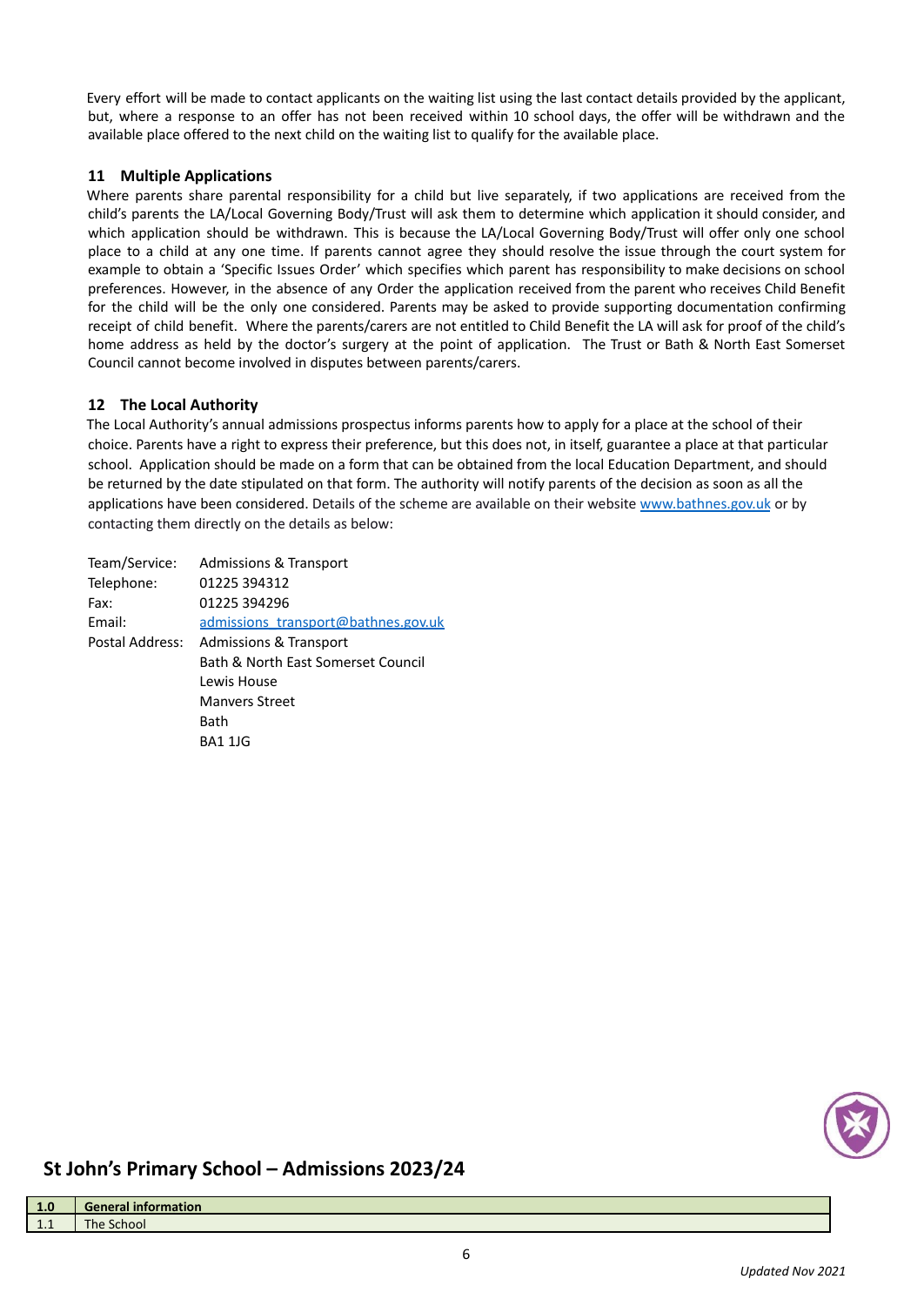Every effort will be made to contact applicants on the waiting list using the last contact details provided by the applicant, but, where a response to an offer has not been received within 10 school days, the offer will be withdrawn and the available place offered to the next child on the waiting list to qualify for the available place.

## 11 Multiple Applications

Where parents share parental responsibility for a child but live separately, if two applications are received from the child's parents the LA/Local Governing Body/Trust will ask them to determine which application it should consider, and which application should be withdrawn. This is because the LA/Local Governing Body/Trust will offer only one school place to a child at any one time. If parents cannot agree they should resolve the issue through the court system for example to obtain a 'Specific Issues Order' which specifies which parent has responsibility to make decisions on school preferences. However, in the absence of any Order the application received from the parent who receives Child Benefit for the child will be the only one considered. Parents may be asked to provide supporting documentation confirming receipt of child benefit. Where the parents/carers are not entitled to Child Benefit the LA will ask for proof of the child's home address as held by the doctor's surgery at the point of application. The Trust or Bath & North East Somerset Council cannot become involved in disputes between parents/carers.

## 12 The Local Authority

The Local Authority's annual admissions prospectus informs parents how to apply for a place at the school of their choice. Parents have a right to express their preference, but this does not, in itself, guarantee a place at that particular school. Application should be made on a form that can be obtained from the local Education Department, and should be returned by the date stipulated on that form. The authority will notify parents of the decision as soon as all the applications have been considered. Details of the scheme are available on their website www.bathnes.gov.uk or by contacting them directly on the details as below:

| | |
|---|---|
| Team/Service: | Admissions & Transport |
| Telephone: | 01225 394312 |
| Fax: | 01225 394296 |
| Email: | admissions_transport@bathnes.gov.uk |
| Postal Address: | Admissions & Transport<br>Bath & North East Somerset Council<br>Lewis House<br>Manvers Street<br>Bath<br>BA1 1JG |

# St John's Primary School – Admissions 2023/24

| 1.0 | General information |
|---|---|
| 1.1 | The School |

*Updated Nov 2021*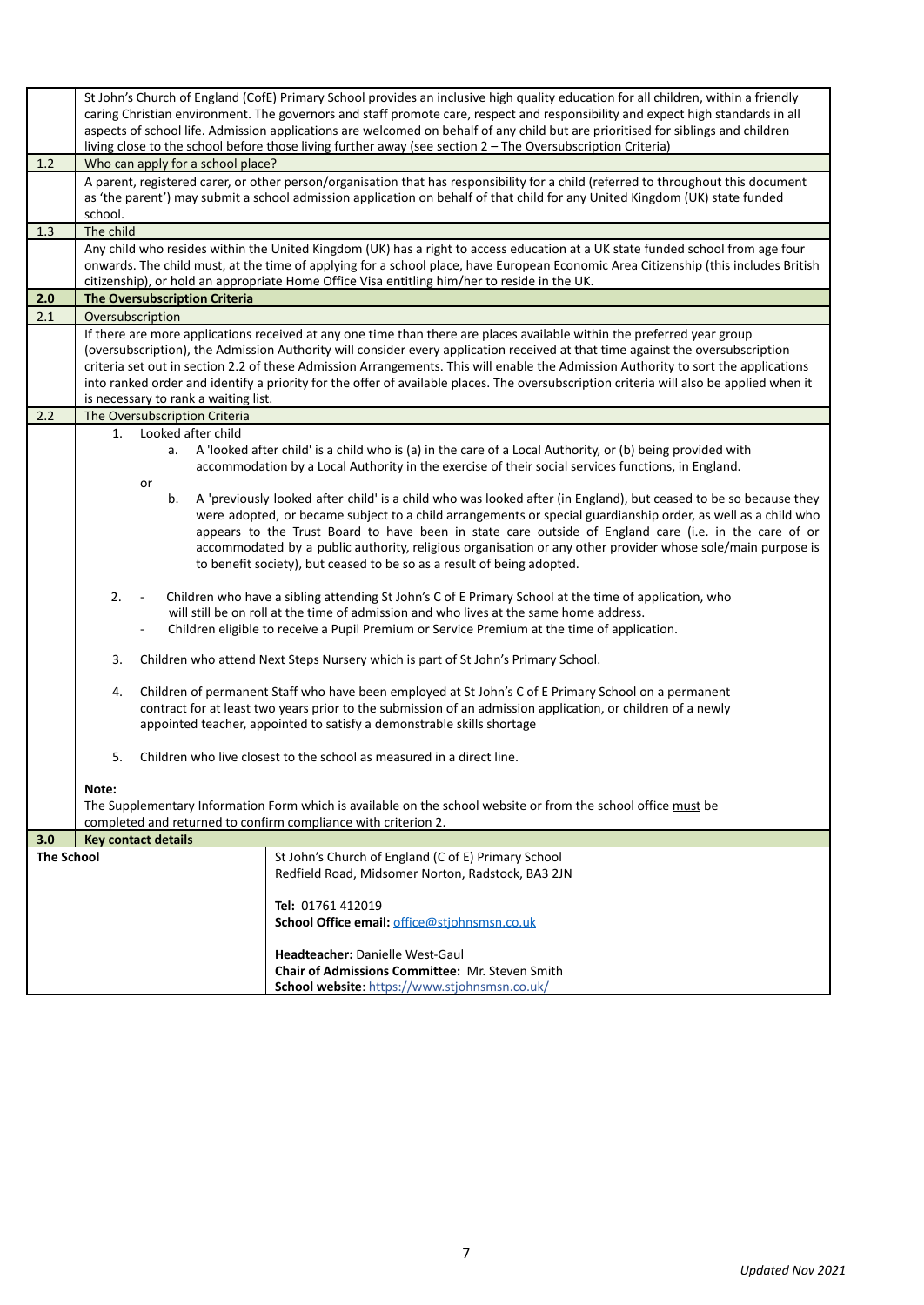St John's Church of England (CofE) Primary School provides an inclusive high quality education for all children, within a friendly caring Christian environment. The governors and staff promote care, respect and responsibility and expect high standards in all aspects of school life. Admission applications are welcomed on behalf of any child but are prioritised for siblings and children living close to the school before those living further away (see section 2 – The Oversubscription Criteria)

### 1.2 Who can apply for a school place?

A parent, registered carer, or other person/organisation that has responsibility for a child (referred to throughout this document as 'the parent') may submit a school admission application on behalf of that child for any United Kingdom (UK) state funded school.

### 1.3 The child

Any child who resides within the United Kingdom (UK) has a right to access education at a UK state funded school from age four onwards. The child must, at the time of applying for a school place, have European Economic Area Citizenship (this includes British citizenship), or hold an appropriate Home Office Visa entitling him/her to reside in the UK.

## 2.0 The Oversubscription Criteria

### 2.1 Oversubscription

If there are more applications received at any one time than there are places available within the preferred year group (oversubscription), the Admission Authority will consider every application received at that time against the oversubscription criteria set out in section 2.2 of these Admission Arrangements. This will enable the Admission Authority to sort the applications into ranked order and identify a priority for the offer of available places. The oversubscription criteria will also be applied when it is necessary to rank a waiting list.

### 2.2 The Oversubscription Criteria

1. Looked after child
   a. A 'looked after child' is a child who is (a) in the care of a Local Authority, or (b) being provided with accommodation by a Local Authority in the exercise of their social services functions, in England.

   or

   b. A 'previously looked after child' is a child who was looked after (in England), but ceased to be so because they were adopted, or became subject to a child arrangements or special guardianship order, as well as a child who appears to the Trust Board to have been in state care outside of England care (i.e. in the care of or accommodated by a public authority, religious organisation or any other provider whose sole/main purpose is to benefit society), but ceased to be so as a result of being adopted.

2. - Children who have a sibling attending St John's C of E Primary School at the time of application, who will still be on roll at the time of admission and who lives at the same home address.
   - Children eligible to receive a Pupil Premium or Service Premium at the time of application.

3. Children who attend Next Steps Nursery which is part of St John's Primary School.

4. Children of permanent Staff who have been employed at St John's C of E Primary School on a permanent contract for at least two years prior to the submission of an admission application, or children of a newly appointed teacher, appointed to satisfy a demonstrable skills shortage

5. Children who live closest to the school as measured in a direct line.

**Note:**
The Supplementary Information Form which is available on the school website or from the school office must be completed and returned to confirm compliance with criterion 2.

## 3.0 Key contact details

| **The School** | St John's Church of England (C of E) Primary School<br>Redfield Road, Midsomer Norton, Radstock, BA3 2JN<br><br>**Tel:** 01761 412019<br>**School Office email:** office@stjohnsmsn.co.uk<br><br>**Headteacher:** Danielle West-Gaul<br>**Chair of Admissions Committee:** Mr. Steven Smith<br>**School website**: https://www.stjohnsmsn.co.uk/ |
|---|---|

*Updated Nov 2021*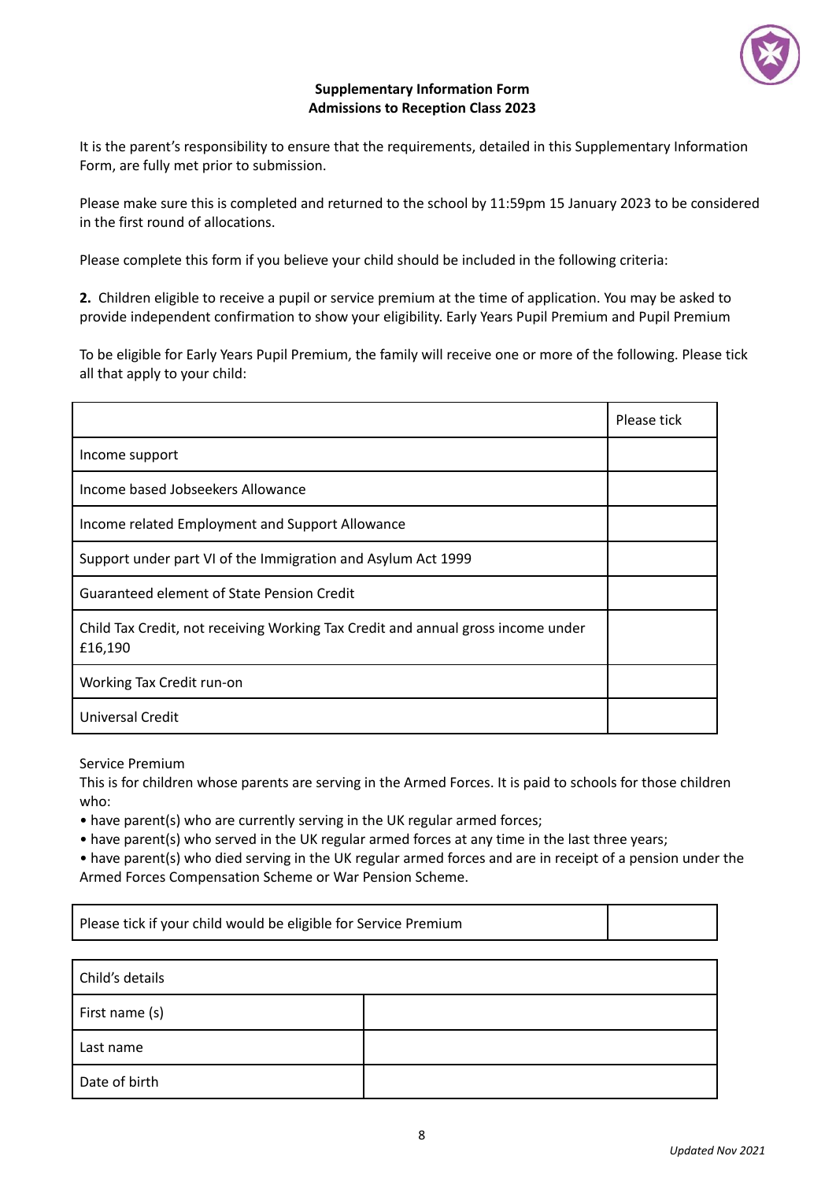**Supplementary Information Form**
**Admissions to Reception Class 2023**

It is the parent's responsibility to ensure that the requirements, detailed in this Supplementary Information Form, are fully met prior to submission.

Please make sure this is completed and returned to the school by 11:59pm 15 January 2023 to be considered in the first round of allocations.

Please complete this form if you believe your child should be included in the following criteria:

**2.** Children eligible to receive a pupil or service premium at the time of application. You may be asked to provide independent confirmation to show your eligibility. Early Years Pupil Premium and Pupil Premium

To be eligible for Early Years Pupil Premium, the family will receive one or more of the following. Please tick all that apply to your child:

| | Please tick |
|---|---|
| Income support | |
| Income based Jobseekers Allowance | |
| Income related Employment and Support Allowance | |
| Support under part VI of the Immigration and Asylum Act 1999 | |
| Guaranteed element of State Pension Credit | |
| Child Tax Credit, not receiving Working Tax Credit and annual gross income under £16,190 | |
| Working Tax Credit run-on | |
| Universal Credit | |

Service Premium
This is for children whose parents are serving in the Armed Forces. It is paid to schools for those children who:

- have parent(s) who are currently serving in the UK regular armed forces;
- have parent(s) who served in the UK regular armed forces at any time in the last three years;
- have parent(s) who died serving in the UK regular armed forces and are in receipt of a pension under the Armed Forces Compensation Scheme or War Pension Scheme.

| Please tick if your child would be eligible for Service Premium | |
|---|---|

| Child's details | |
|---|---|
| First name (s) | |
| Last name | |
| Date of birth | |

*Updated Nov 2021*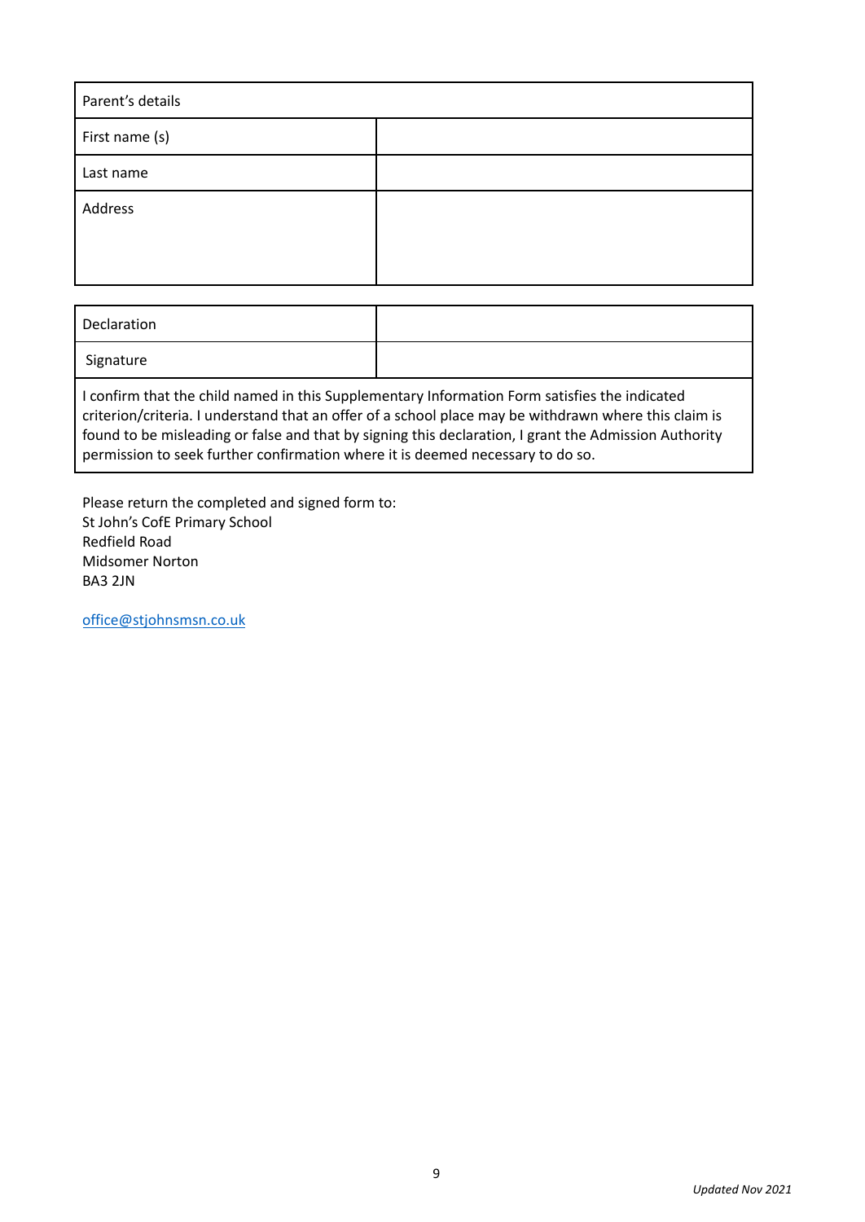| Parent's details | |
|---|---|
| First name (s) | |
| Last name | |
| Address | |

| Declaration | |
|---|---|
| Signature | |
| I confirm that the child named in this Supplementary Information Form satisfies the indicated criterion/criteria. I understand that an offer of a school place may be withdrawn where this claim is found to be misleading or false and that by signing this declaration, I grant the Admission Authority permission to seek further confirmation where it is deemed necessary to do so. | |

Please return the completed and signed form to:
St John's CofE Primary School
Redfield Road
Midsomer Norton
BA3 2JN

office@stjohnsmsn.co.uk

*Updated Nov 2021*